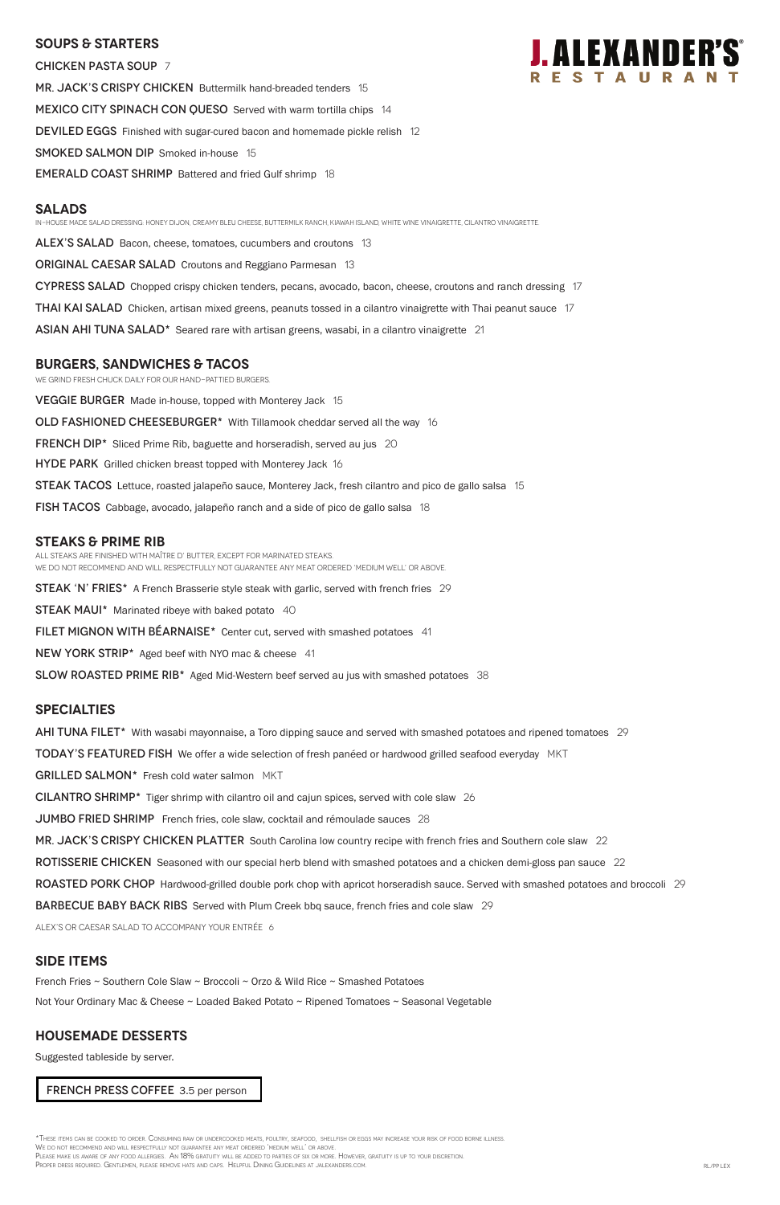# J. ALEXANDER'S RESTAURANT

## SOUPS & STARTERS

**CHICKEN PASTA SOUP** 7

**MR. JACK'S CRISPY CHICKEN** Buttermilk hand-breaded tenders 15

**MEXICO CITY SPINACH CON QUESO** Served with warm tortilla chips 14

**DEVILED EGGS** Finished with sugar-cured bacon and homemade pickle relish 12

**SMOKED SALMON DIP** Smoked in-house 15

**EMERALD COAST SHRIMP** Battered and fried Gulf shrimp 18

## SALADS

IN-HOUSE MADE SALAD DRESSING: HONEY DIJON, CREAMY BLEU CHEESE, BUTTERMILK RANCH, KIAWAH ISLAND, WHITE WINE VINAIGRETTE, CILANTRO VINAIGRETTE

**ALEX'S SALAD** Bacon, cheese, tomatoes, cucumbers and croutons 13

**ORIGINAL CAESAR SALAD** Croutons and Reggiano Parmesan 13

**CYPRESS SALAD** Chopped crispy chicken tenders, pecans, avocado, bacon, cheese, croutons and ranch dressing 17

**THAI KAI SALAD** Chicken, artisan mixed greens, peanuts tossed in a cilantro vinaigrette with Thai peanut sauce 17

**ASIAN AHI TUNA SALAD*** Seared rare with artisan greens, wasabi, in a cilantro vinaigrette 21

## BURGERS, SANDWICHES & TACOS

WE GRIND FRESH CHUCK DAILY FOR OUR HAND-PATTIED BURGERS.

**VEGGIE BURGER** Made in-house, topped with Monterey Jack 15

**OLD FASHIONED CHEESEBURGER*** With Tillamook cheddar served all the way 16

**FRENCH DIP*** Sliced Prime Rib, baguette and horseradish, served au jus 20

**HYDE PARK** Grilled chicken breast topped with Monterey Jack 16

**STEAK TACOS** Lettuce, roasted jalapeño sauce, Monterey Jack, fresh cilantro and pico de gallo salsa 15

**FISH TACOS** Cabbage, avocado, jalapeño ranch and a side of pico de gallo salsa 18

## STEAKS & PRIME RIB

ALL STEAKS ARE FINISHED WITH MAÎTRE D' BUTTER, EXCEPT FOR MARINATED STEAKS.
WE DO NOT RECOMMEND AND WILL RESPECTFULLY NOT GUARANTEE ANY MEAT ORDERED 'MEDIUM WELL' OR ABOVE.

**STEAK 'N' FRIES*** A French Brasserie style steak with garlic, served with french fries 29

**STEAK MAUI*** Marinated ribeye with baked potato 40

**FILET MIGNON WITH BÉARNAISE*** Center cut, served with smashed potatoes 41

**NEW YORK STRIP*** Aged beef with NYO mac & cheese 41

**SLOW ROASTED PRIME RIB*** Aged Mid-Western beef served au jus with smashed potatoes 38

## SPECIALTIES

**AHI TUNA FILET*** With wasabi mayonnaise, a Toro dipping sauce and served with smashed potatoes and ripened tomatoes 29

**TODAY'S FEATURED FISH** We offer a wide selection of fresh panéed or hardwood grilled seafood everyday MKT

**GRILLED SALMON*** Fresh cold water salmon MKT

**CILANTRO SHRIMP*** Tiger shrimp with cilantro oil and cajun spices, served with cole slaw 26

**JUMBO FRIED SHRIMP** French fries, cole slaw, cocktail and rémoulade sauces 28

**MR. JACK'S CRISPY CHICKEN PLATTER** South Carolina low country recipe with french fries and Southern cole slaw 22

**ROTISSERIE CHICKEN** Seasoned with our special herb blend with smashed potatoes and a chicken demi-gloss pan sauce 22

**ROASTED PORK CHOP** Hardwood-grilled double pork chop with apricot horseradish sauce. Served with smashed potatoes and broccoli 29

**BARBECUE BABY BACK RIBS** Served with Plum Creek bbq sauce, french fries and cole slaw 29

ALEX'S OR CAESAR SALAD TO ACCOMPANY YOUR ENTRÉE 6

## SIDE ITEMS

French Fries ~ Southern Cole Slaw ~ Broccoli ~ Orzo & Wild Rice ~ Smashed Potatoes

Not Your Ordinary Mac & Cheese ~ Loaded Baked Potato ~ Ripened Tomatoes ~ Seasonal Vegetable

## HOUSEMADE DESSERTS

Suggested tableside by server.

**FRENCH PRESS COFFEE** 3.5 per person

*These items can be cooked to order. Consuming raw or undercooked meats, poultry, seafood, shellfish or eggs may increase your risk of food borne illness.
We do not recommend and will respectfully not guarantee any meat ordered 'medium well' or above.
Please make us aware of any food allergies. An 18% gratuity will be added to parties of six or more. However, gratuity is up to your discretion.
Proper dress required. Gentlemen, please remove hats and caps. Helpful Dining Guidelines at jalexanders.com.

RL/PP.LEX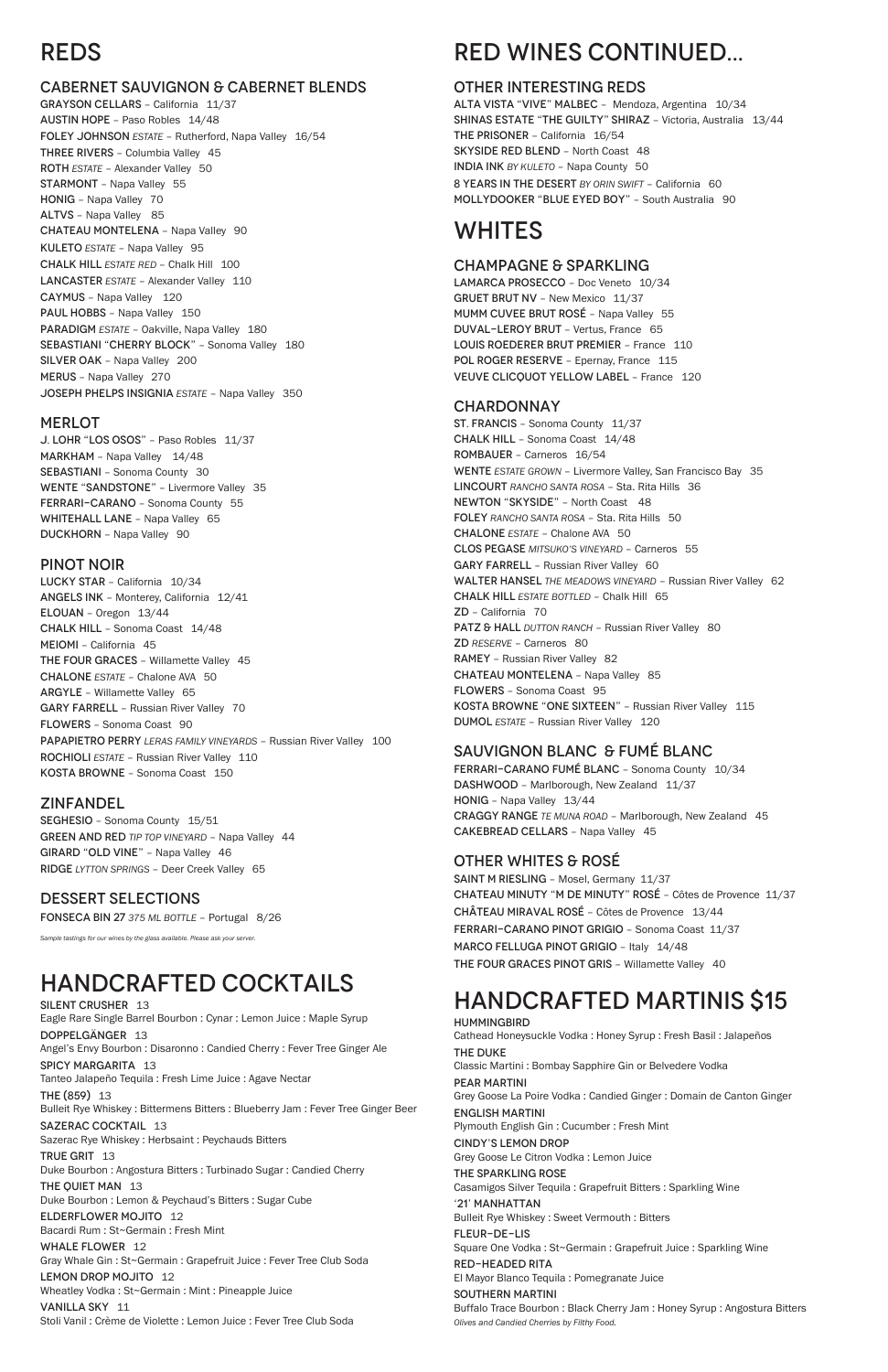# REDS

## CABERNET SAUVIGNON & CABERNET BLENDS

GRAYSON CELLARS – California 11/37
AUSTIN HOPE – Paso Robles 14/48
FOLEY JOHNSON *ESTATE* – Rutherford, Napa Valley 16/54
THREE RIVERS – Columbia Valley 45
ROTH *ESTATE* – Alexander Valley 50
STARMONT – Napa Valley 55
HONIG – Napa Valley 70
ALTVS – Napa Valley 85
CHATEAU MONTELENA – Napa Valley 90
KULETO *ESTATE* – Napa Valley 95
CHALK HILL *ESTATE RED* – Chalk Hill 100
LANCASTER *ESTATE* – Alexander Valley 110
CAYMUS – Napa Valley 120
PAUL HOBBS – Napa Valley 150
PARADIGM *ESTATE* – Oakville, Napa Valley 180
SEBASTIANI "CHERRY BLOCK" – Sonoma Valley 180
SILVER OAK – Napa Valley 200
MERUS – Napa Valley 270
JOSEPH PHELPS INSIGNIA *ESTATE* – Napa Valley 350

## MERLOT

J. LOHR "LOS OSOS" – Paso Robles 11/37
MARKHAM – Napa Valley 14/48
SEBASTIANI – Sonoma County 30
WENTE "SANDSTONE" – Livermore Valley 35
FERRARI–CARANO – Sonoma County 55
WHITEHALL LANE – Napa Valley 65
DUCKHORN – Napa Valley 90

## PINOT NOIR

LUCKY STAR – California 10/34
ANGELS INK – Monterey, California 12/41
ELOUAN – Oregon 13/44
CHALK HILL – Sonoma Coast 14/48
MEIOMI – California 45
THE FOUR GRACES – Willamette Valley 45
CHALONE *ESTATE* – Chalone AVA 50
ARGYLE – Willamette Valley 65
GARY FARRELL – Russian River Valley 70
FLOWERS – Sonoma Coast 90
PAPAPIETRO PERRY *LERAS FAMILY VINEYARDS* – Russian River Valley 100
ROCHIOLI *ESTATE* – Russian River Valley 110
KOSTA BROWNE – Sonoma Coast 150

## ZINFANDEL

SEGHESIO – Sonoma County 15/51
GREEN AND RED *TIP TOP VINEYARD* – Napa Valley 44
GIRARD "OLD VINE" – Napa Valley 46
RIDGE *LYTTON SPRINGS* – Deer Creek Valley 65

## DESSERT SELECTIONS

FONSECA BIN 27 *375 ML BOTTLE* – Portugal 8/26

*Sample tastings for our wines by the glass available. Please ask your server.*

# RED WINES CONTINUED...

## OTHER INTERESTING REDS

ALTA VISTA "VIVE" MALBEC – Mendoza, Argentina 10/34
SHINAS ESTATE "THE GUILTY" SHIRAZ – Victoria, Australia 13/44
THE PRISONER – California 16/54
SKYSIDE RED BLEND – North Coast 48
INDIA INK *BY KULETO* – Napa County 50
8 YEARS IN THE DESERT *BY ORIN SWIFT* – California 60
MOLLYDOOKER "BLUE EYED BOY" – South Australia 90

# WHITES

## CHAMPAGNE & SPARKLING

LAMARCA PROSECCO – Doc Veneto 10/34
GRUET BRUT NV – New Mexico 11/37
MUMM CUVEE BRUT ROSÉ – Napa Valley 55
DUVAL–LEROY BRUT – Vertus, France 65
LOUIS ROEDERER BRUT PREMIER – France 110
POL ROGER RESERVE – Epernay, France 115
VEUVE CLICQUOT YELLOW LABEL – France 120

## CHARDONNAY

ST. FRANCIS – Sonoma County 11/37
CHALK HILL – Sonoma Coast 14/48
ROMBAUER – Carneros 16/54
WENTE *ESTATE GROWN* – Livermore Valley, San Francisco Bay 35
LINCOURT *RANCHO SANTA ROSA* – Sta. Rita Hills 36
NEWTON "SKYSIDE" – North Coast 48
FOLEY *RANCHO SANTA ROSA* – Sta. Rita Hills 50
CHALONE *ESTATE* – Chalone AVA 50
CLOS PEGASE *MITSUKO'S VINEYARD* – Carneros 55
GARY FARRELL – Russian River Valley 60
WALTER HANSEL *THE MEADOWS VINEYARD* – Russian River Valley 62
CHALK HILL *ESTATE BOTTLED* – Chalk Hill 65
ZD – California 70
PATZ & HALL *DUTTON RANCH* – Russian River Valley 80
ZD *RESERVE* – Carneros 80
RAMEY – Russian River Valley 82
CHATEAU MONTELENA – Napa Valley 85
FLOWERS – Sonoma Coast 95
KOSTA BROWNE "ONE SIXTEEN" – Russian River Valley 115
DUMOL *ESTATE* – Russian River Valley 120

## SAUVIGNON BLANC & FUMÉ BLANC

FERRARI–CARANO FUMÉ BLANC – Sonoma County 10/34
DASHWOOD – Marlborough, New Zealand 11/37
HONIG – Napa Valley 13/44
CRAGGY RANGE *TE MUNA ROAD* – Marlborough, New Zealand 45
CAKEBREAD CELLARS – Napa Valley 45

## OTHER WHITES & ROSÉ

SAINT M RIESLING – Mosel, Germany 11/37
CHATEAU MINUTY "M DE MINUTY" ROSÉ – Côtes de Provence 11/37
CHÂTEAU MIRAVAL ROSÉ – Côtes de Provence 13/44
FERRARI–CARANO PINOT GRIGIO – Sonoma Coast 11/37
MARCO FELLUGA PINOT GRIGIO – Italy 14/48
THE FOUR GRACES PINOT GRIS – Willamette Valley 40

# HANDCRAFTED COCKTAILS

SILENT CRUSHER 13
Eagle Rare Single Barrel Bourbon : Cynar : Lemon Juice : Maple Syrup

DOPPELGÄNGER 13
Angel's Envy Bourbon : Disaronno : Candied Cherry : Fever Tree Ginger Ale

SPICY MARGARITA 13
Tanteo Jalapeño Tequila : Fresh Lime Juice : Agave Nectar

THE (859) 13
Bulleit Rye Whiskey : Bittermens Bitters : Blueberry Jam : Fever Tree Ginger Beer

SAZERAC COCKTAIL 13
Sazerac Rye Whiskey : Herbsaint : Peychauds Bitters

TRUE GRIT 13
Duke Bourbon : Angostura Bitters : Turbinado Sugar : Candied Cherry

THE QUIET MAN 13
Duke Bourbon : Lemon & Peychaud's Bitters : Sugar Cube

ELDERFLOWER MOJITO 12
Bacardi Rum : St~Germain : Fresh Mint

WHALE FLOWER 12
Gray Whale Gin : St~Germain : Grapefruit Juice : Fever Tree Club Soda

LEMON DROP MOJITO 12
Wheatley Vodka : St~Germain : Mint : Pineapple Juice

VANILLA SKY 11
Stoli Vanil : Crème de Violette : Lemon Juice : Fever Tree Club Soda

# HANDCRAFTED MARTINIS $15

HUMMINGBIRD
Cathead Honeysuckle Vodka : Honey Syrup : Fresh Basil : Jalapeños

THE DUKE
Classic Martini : Bombay Sapphire Gin or Belvedere Vodka

PEAR MARTINI
Grey Goose La Poire Vodka : Candied Ginger : Domain de Canton Ginger

ENGLISH MARTINI
Plymouth English Gin : Cucumber : Fresh Mint

CINDY'S LEMON DROP
Grey Goose Le Citron Vodka : Lemon Juice

THE SPARKLING ROSE
Casamigos Silver Tequila : Grapefruit Bitters : Sparkling Wine

'21' MANHATTAN
Bulleit Rye Whiskey : Sweet Vermouth : Bitters

FLEUR–DE–LIS
Square One Vodka : St~Germain : Grapefruit Juice : Sparkling Wine

RED–HEADED RITA
El Mayor Blanco Tequila : Pomegranate Juice

SOUTHERN MARTINI
Buffalo Trace Bourbon : Black Cherry Jam : Honey Syrup : Angostura Bitters

*Olives and Candied Cherries by Filthy Food.*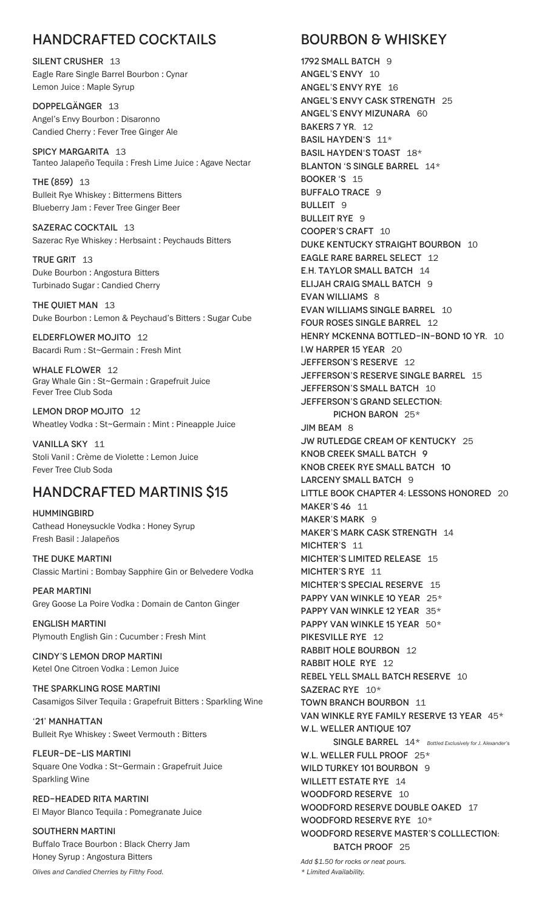## HANDCRAFTED COCKTAILS

**SILENT CRUSHER** 13
Eagle Rare Single Barrel Bourbon : Cynar
Lemon Juice : Maple Syrup

**DOPPELGÄNGER** 13
Angel's Envy Bourbon : Disaronno
Candied Cherry : Fever Tree Ginger Ale

**SPICY MARGARITA** 13
Tanteo Jalapeño Tequila : Fresh Lime Juice : Agave Nectar

**THE (859)** 13
Bulleit Rye Whiskey : Bittermens Bitters
Blueberry Jam : Fever Tree Ginger Beer

**SAZERAC COCKTAIL** 13
Sazerac Rye Whiskey : Herbsaint : Peychauds Bitters

**TRUE GRIT** 13
Duke Bourbon : Angostura Bitters
Turbinado Sugar : Candied Cherry

**THE QUIET MAN** 13
Duke Bourbon : Lemon & Peychaud's Bitters : Sugar Cube

**ELDERFLOWER MOJITO** 12
Bacardi Rum : St~Germain : Fresh Mint

**WHALE FLOWER** 12
Gray Whale Gin : St~Germain : Grapefruit Juice
Fever Tree Club Soda

**LEMON DROP MOJITO** 12
Wheatley Vodka : St~Germain : Mint : Pineapple Juice

**VANILLA SKY** 11
Stoli Vanil : Crème de Violette : Lemon Juice
Fever Tree Club Soda

## HANDCRAFTED MARTINIS $15

**HUMMINGBIRD**
Cathead Honeysuckle Vodka : Honey Syrup
Fresh Basil : Jalapeños

**THE DUKE MARTINI**
Classic Martini : Bombay Sapphire Gin or Belvedere Vodka

**PEAR MARTINI**
Grey Goose La Poire Vodka : Domain de Canton Ginger

**ENGLISH MARTINI**
Plymouth English Gin : Cucumber : Fresh Mint

**CINDY'S LEMON DROP MARTINI**
Ketel One Citroen Vodka : Lemon Juice

**THE SPARKLING ROSE MARTINI**
Casamigos Silver Tequila : Grapefruit Bitters : Sparkling Wine

**'21' MANHATTAN**
Bulleit Rye Whiskey : Sweet Vermouth : Bitters

**FLEUR-DE-LIS MARTINI**
Square One Vodka : St~Germain : Grapefruit Juice
Sparkling Wine

**RED-HEADED RITA MARTINI**
El Mayor Blanco Tequila : Pomegranate Juice

**SOUTHERN MARTINI**
Buffalo Trace Bourbon : Black Cherry Jam
Honey Syrup : Angostura Bitters

*Olives and Candied Cherries by Filthy Food.*

## BOURBON & WHISKEY

1792 SMALL BATCH 9
ANGEL'S ENVY 10
ANGEL'S ENVY RYE 16
ANGEL'S ENVY CASK STRENGTH 25
ANGEL'S ENVY MIZUNARA 60
BAKERS 7 YR. 12
BASIL HAYDEN'S 11*
BASIL HAYDEN'S TOAST 18*
BLANTON 'S SINGLE BARREL 14*
BOOKER 'S 15
BUFFALO TRACE 9
BULLEIT 9
BULLEIT RYE 9
COOPER'S CRAFT 10
DUKE KENTUCKY STRAIGHT BOURBON 10
EAGLE RARE BARREL SELECT 12
E.H. TAYLOR SMALL BATCH 14
ELIJAH CRAIG SMALL BATCH 9
EVAN WILLIAMS 8
EVAN WILLIAMS SINGLE BARREL 10
FOUR ROSES SINGLE BARREL 12
HENRY MCKENNA BOTTLED-IN-BOND 10 YR. 10
I.W HARPER 15 YEAR 20
JEFFERSON'S RESERVE 12
JEFFERSON'S RESERVE SINGLE BARREL 15
JEFFERSON'S SMALL BATCH 10
JEFFERSON'S GRAND SELECTION:
PICHON BARON 25*
JIM BEAM 8
JW RUTLEDGE CREAM OF KENTUCKY 25
KNOB CREEK SMALL BATCH 9
KNOB CREEK RYE SMALL BATCH 10
LARCENY SMALL BATCH 9
LITTLE BOOK CHAPTER 4: LESSONS HONORED 20
MAKER'S 46 11
MAKER'S MARK 9
MAKER'S MARK CASK STRENGTH 14
MICHTER'S 11
MICHTER'S LIMITED RELEASE 15
MICHTER'S RYE 11
MICHTER'S SPECIAL RESERVE 15
PAPPY VAN WINKLE 10 YEAR 25*
PAPPY VAN WINKLE 12 YEAR 35*
PAPPY VAN WINKLE 15 YEAR 50*
PIKESVILLE RYE 12
RABBIT HOLE BOURBON 12
RABBIT HOLE RYE 12
REBEL YELL SMALL BATCH RESERVE 10
SAZERAC RYE 10*
TOWN BRANCH BOURBON 11
VAN WINKLE RYE FAMILY RESERVE 13 YEAR 45*
W.L. WELLER ANTIQUE 107
SINGLE BARREL 14* *Bottled Exclusively for J. Alexander's*
W.L. WELLER FULL PROOF 25*
WILD TURKEY 101 BOURBON 9
WILLETT ESTATE RYE 14
WOODFORD RESERVE 10
WOODFORD RESERVE DOUBLE OAKED 17
WOODFORD RESERVE RYE 10*
WOODFORD RESERVE MASTER'S COLLLECTION:
BATCH PROOF 25

*Add $1.50 for rocks or neat pours.*
*\* Limited Availability.*